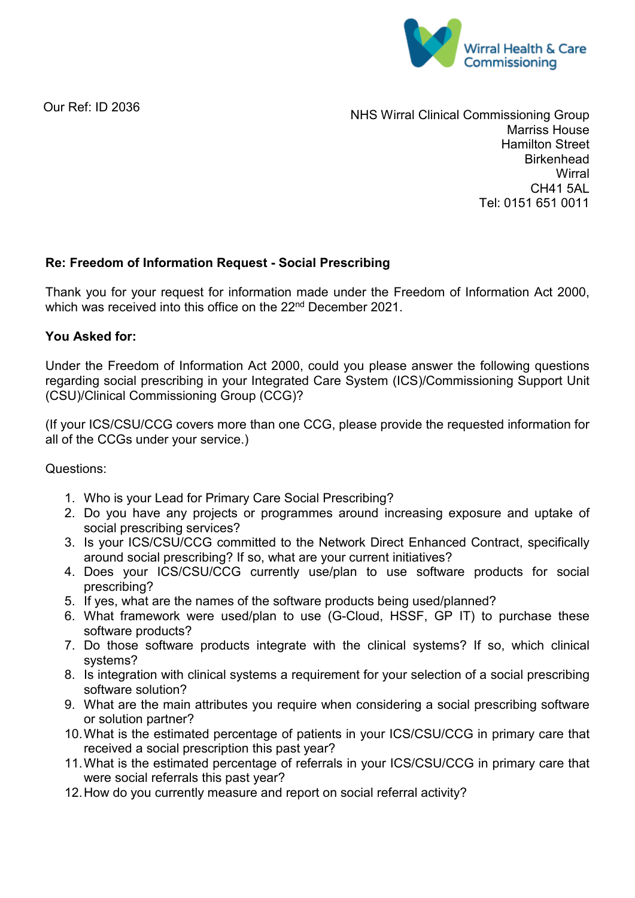Wirral Health & Care Commissioning

Our Ref: ID 2036

NHS Wirral Clinical Commissioning Group
Marriss House
Hamilton Street
Birkenhead
Wirral
CH41 5AL
Tel: 0151 651 0011

**Re: Freedom of Information Request - Social Prescribing**

Thank you for your request for information made under the Freedom of Information Act 2000, which was received into this office on the 22nd December 2021.

**You Asked for:**

Under the Freedom of Information Act 2000, could you please answer the following questions regarding social prescribing in your Integrated Care System (ICS)/Commissioning Support Unit (CSU)/Clinical Commissioning Group (CCG)?

(If your ICS/CSU/CCG covers more than one CCG, please provide the requested information for all of the CCGs under your service.)

Questions:

1. Who is your Lead for Primary Care Social Prescribing?
2. Do you have any projects or programmes around increasing exposure and uptake of social prescribing services?
3. Is your ICS/CSU/CCG committed to the Network Direct Enhanced Contract, specifically around social prescribing? If so, what are your current initiatives?
4. Does your ICS/CSU/CCG currently use/plan to use software products for social prescribing?
5. If yes, what are the names of the software products being used/planned?
6. What framework were used/plan to use (G-Cloud, HSSF, GP IT) to purchase these software products?
7. Do those software products integrate with the clinical systems? If so, which clinical systems?
8. Is integration with clinical systems a requirement for your selection of a social prescribing software solution?
9. What are the main attributes you require when considering a social prescribing software or solution partner?
10. What is the estimated percentage of patients in your ICS/CSU/CCG in primary care that received a social prescription this past year?
11. What is the estimated percentage of referrals in your ICS/CSU/CCG in primary care that were social referrals this past year?
12. How do you currently measure and report on social referral activity?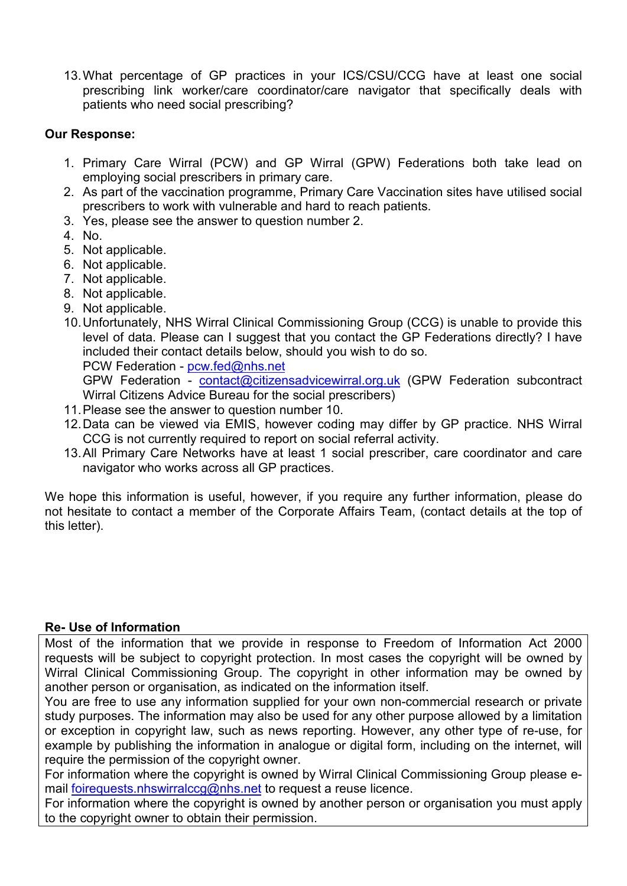13. What percentage of GP practices in your ICS/CSU/CCG have at least one social prescribing link worker/care coordinator/care navigator that specifically deals with patients who need social prescribing?

**Our Response:**

1. Primary Care Wirral (PCW) and GP Wirral (GPW) Federations both take lead on employing social prescribers in primary care.
2. As part of the vaccination programme, Primary Care Vaccination sites have utilised social prescribers to work with vulnerable and hard to reach patients.
3. Yes, please see the answer to question number 2.
4. No.
5. Not applicable.
6. Not applicable.
7. Not applicable.
8. Not applicable.
9. Not applicable.
10. Unfortunately, NHS Wirral Clinical Commissioning Group (CCG) is unable to provide this level of data. Please can I suggest that you contact the GP Federations directly? I have included their contact details below, should you wish to do so.
    PCW Federation - pcw.fed@nhs.net
    GPW Federation - contact@citizensadvicewirral.org.uk (GPW Federation subcontract Wirral Citizens Advice Bureau for the social prescribers)
11. Please see the answer to question number 10.
12. Data can be viewed via EMIS, however coding may differ by GP practice. NHS Wirral CCG is not currently required to report on social referral activity.
13. All Primary Care Networks have at least 1 social prescriber, care coordinator and care navigator who works across all GP practices.

We hope this information is useful, however, if you require any further information, please do not hesitate to contact a member of the Corporate Affairs Team, (contact details at the top of this letter).

**Re- Use of Information**

Most of the information that we provide in response to Freedom of Information Act 2000 requests will be subject to copyright protection. In most cases the copyright will be owned by Wirral Clinical Commissioning Group. The copyright in other information may be owned by another person or organisation, as indicated on the information itself.
You are free to use any information supplied for your own non-commercial research or private study purposes. The information may also be used for any other purpose allowed by a limitation or exception in copyright law, such as news reporting. However, any other type of re-use, for example by publishing the information in analogue or digital form, including on the internet, will require the permission of the copyright owner.
For information where the copyright is owned by Wirral Clinical Commissioning Group please e-mail foirequests.nhswirralccg@nhs.net to request a reuse licence.
For information where the copyright is owned by another person or organisation you must apply to the copyright owner to obtain their permission.